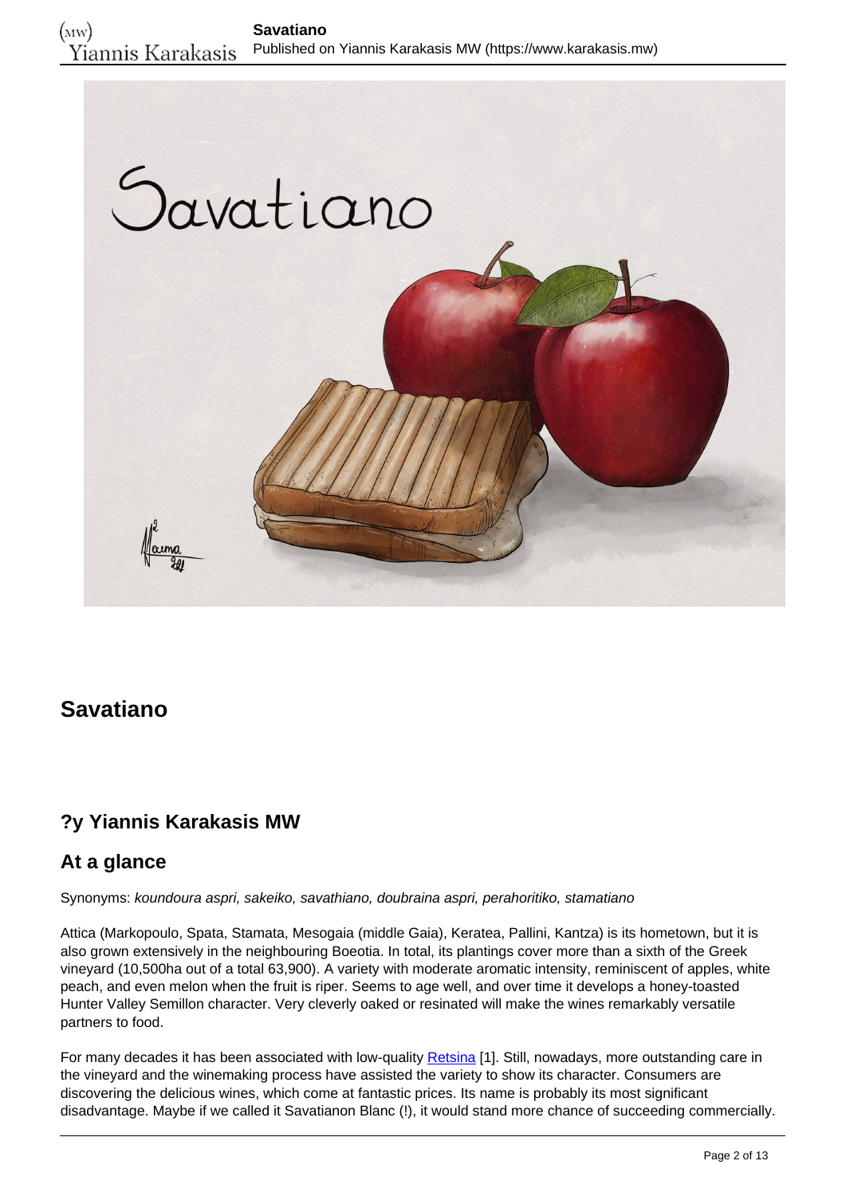# Savatiano

## ?y Yiannis Karakasis MW

## At a glance

Synonyms: *koundoura aspri, sakeiko, savathiano, doubraina aspri, perahoritiko, stamatiano*

Attica (Markopoulo, Spata, Stamata, Mesogaia (middle Gaia), Keratea, Pallini, Kantza) is its hometown, but it is also grown extensively in the neighbouring Boeotia. In total, its plantings cover more than a sixth of the Greek vineyard (10,500ha out of a total 63,900). A variety with moderate aromatic intensity, reminiscent of apples, white peach, and even melon when the fruit is riper. Seems to age well, and over time it develops a honey-toasted Hunter Valley Semillon character. Very cleverly oaked or resinated will make the wines remarkably versatile partners to food.

For many decades it has been associated with low-quality Retsina [1]. Still, nowadays, more outstanding care in the vineyard and the winemaking process have assisted the variety to show its character. Consumers are discovering the delicious wines, which come at fantastic prices. Its name is probably its most significant disadvantage. Maybe if we called it Savatianon Blanc (!), it would stand more chance of succeeding commercially.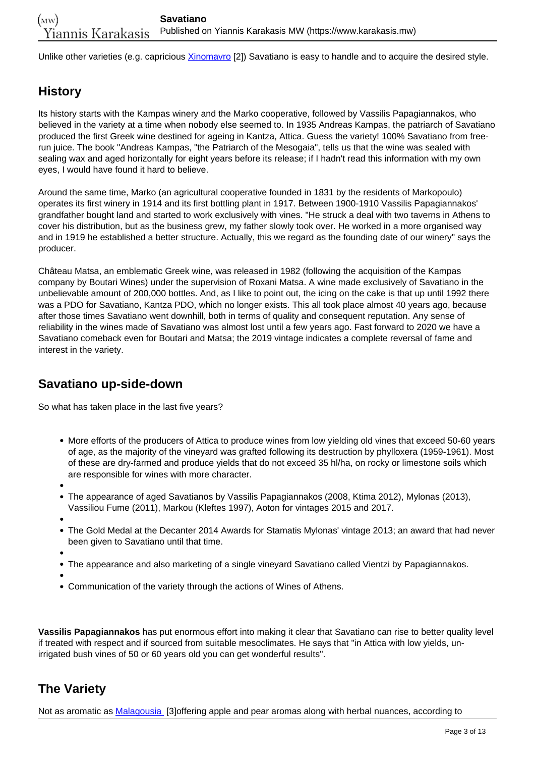Unlike other varieties (e.g. capricious Xinomavro [2]) Savatiano is easy to handle and to acquire the desired style.

## History

Its history starts with the Kampas winery and the Marko cooperative, followed by Vassilis Papagiannakos, who believed in the variety at a time when nobody else seemed to. In 1935 Andreas Kampas, the patriarch of Savatiano produced the first Greek wine destined for ageing in Kantza, Attica. Guess the variety! 100% Savatiano from free-run juice. The book "Andreas Kampas, "the Patriarch of the Mesogaia", tells us that the wine was sealed with sealing wax and aged horizontally for eight years before its release; if I hadn't read this information with my own eyes, I would have found it hard to believe.

Around the same time, Marko (an agricultural cooperative founded in 1831 by the residents of Markopoulo) operates its first winery in 1914 and its first bottling plant in 1917. Between 1900-1910 Vassilis Papagiannakos' grandfather bought land and started to work exclusively with vines. "He struck a deal with two taverns in Athens to cover his distribution, but as the business grew, my father slowly took over. He worked in a more organised way and in 1919 he established a better structure. Actually, this we regard as the founding date of our winery" says the producer.

Château Matsa, an emblematic Greek wine, was released in 1982 (following the acquisition of the Kampas company by Boutari Wines) under the supervision of Roxani Matsa. A wine made exclusively of Savatiano in the unbelievable amount of 200,000 bottles. And, as I like to point out, the icing on the cake is that up until 1992 there was a PDO for Savatiano, Kantza PDO, which no longer exists. This all took place almost 40 years ago, because after those times Savatiano went downhill, both in terms of quality and consequent reputation. Any sense of reliability in the wines made of Savatiano was almost lost until a few years ago. Fast forward to 2020 we have a Savatiano comeback even for Boutari and Matsa; the 2019 vintage indicates a complete reversal of fame and interest in the variety.

## Savatiano up-side-down

So what has taken place in the last five years?

- More efforts of the producers of Attica to produce wines from low yielding old vines that exceed 50-60 years of age, as the majority of the vineyard was grafted following its destruction by phylloxera (1959-1961). Most of these are dry-farmed and produce yields that do not exceed 35 hl/ha, on rocky or limestone soils which are responsible for wines with more character.
- The appearance of aged Savatianos by Vassilis Papagiannakos (2008, Ktima 2012), Mylonas (2013), Vassiliou Fume (2011), Markou (Kleftes 1997), Aoton for vintages 2015 and 2017.
- The Gold Medal at the Decanter 2014 Awards for Stamatis Mylonas' vintage 2013; an award that had never been given to Savatiano until that time.
- The appearance and also marketing of a single vineyard Savatiano called Vientzi by Papagiannakos.
- Communication of the variety through the actions of Wines of Athens.

**Vassilis Papagiannakos** has put enormous effort into making it clear that Savatiano can rise to better quality level if treated with respect and if sourced from suitable mesoclimates. He says that "in Attica with low yields, un-irrigated bush vines of 50 or 60 years old you can get wonderful results".

## The Variety

Not as aromatic as Malagousia [3]offering apple and pear aromas along with herbal nuances, according to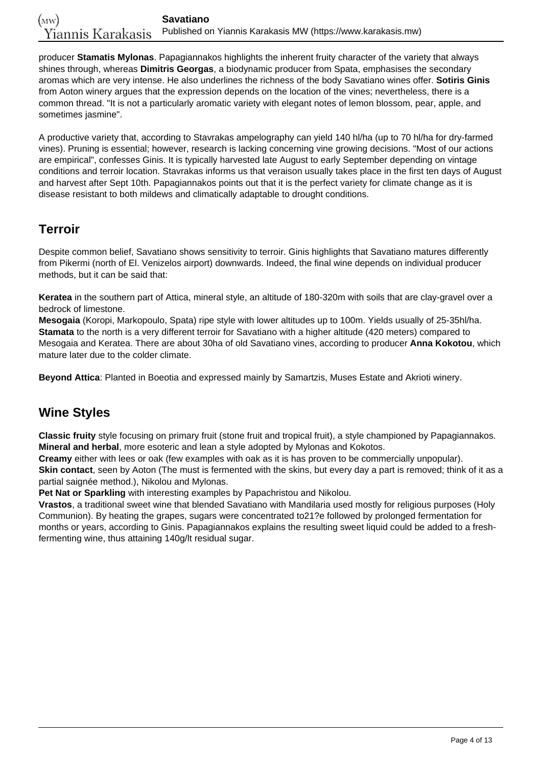producer **Stamatis Mylonas**. Papagiannakos highlights the inherent fruity character of the variety that always shines through, whereas **Dimitris Georgas**, a biodynamic producer from Spata, emphasises the secondary aromas which are very intense. He also underlines the richness of the body Savatiano wines offer. **Sotiris Ginis** from Aoton winery argues that the expression depends on the location of the vines; nevertheless, there is a common thread. "It is not a particularly aromatic variety with elegant notes of lemon blossom, pear, apple, and sometimes jasmine".

A productive variety that, according to Stavrakas ampelography can yield 140 hl/ha (up to 70 hl/ha for dry-farmed vines). Pruning is essential; however, research is lacking concerning vine growing decisions. "Most of our actions are empirical", confesses Ginis. It is typically harvested late August to early September depending on vintage conditions and terroir location. Stavrakas informs us that veraison usually takes place in the first ten days of August and harvest after Sept 10th. Papagiannakos points out that it is the perfect variety for climate change as it is disease resistant to both mildews and climatically adaptable to drought conditions.

## Terroir

Despite common belief, Savatiano shows sensitivity to terroir. Ginis highlights that Savatiano matures differently from Pikermi (north of El. Venizelos airport) downwards. Indeed, the final wine depends on individual producer methods, but it can be said that:

**Keratea** in the southern part of Attica, mineral style, an altitude of 180-320m with soils that are clay-gravel over a bedrock of limestone.
**Mesogaia** (Koropi, Markopoulo, Spata) ripe style with lower altitudes up to 100m. Yields usually of 25-35hl/ha.
**Stamata** to the north is a very different terroir for Savatiano with a higher altitude (420 meters) compared to Mesogaia and Keratea. There are about 30ha of old Savatiano vines, according to producer **Anna Kokotou**, which mature later due to the colder climate.

**Beyond Attica**: Planted in Boeotia and expressed mainly by Samartzis, Muses Estate and Akrioti winery.

## Wine Styles

**Classic fruity** style focusing on primary fruit (stone fruit and tropical fruit), a style championed by Papagiannakos.
**Mineral and herbal**, more esoteric and lean a style adopted by Mylonas and Kokotos.
**Creamy** either with lees or oak (few examples with oak as it is has proven to be commercially unpopular).
**Skin contact**, seen by Aoton (The must is fermented with the skins, but every day a part is removed; think of it as a partial saignée method.), Nikolou and Mylonas.
**Pet Nat or Sparkling** with interesting examples by Papachristou and Nikolou.
**Vrastos**, a traditional sweet wine that blended Savatiano with Mandilaria used mostly for religious purposes (Holy Communion). By heating the grapes, sugars were concentrated to21?e followed by prolonged fermentation for months or years, according to Ginis. Papagiannakos explains the resulting sweet liquid could be added to a fresh-fermenting wine, thus attaining 140g/lt residual sugar.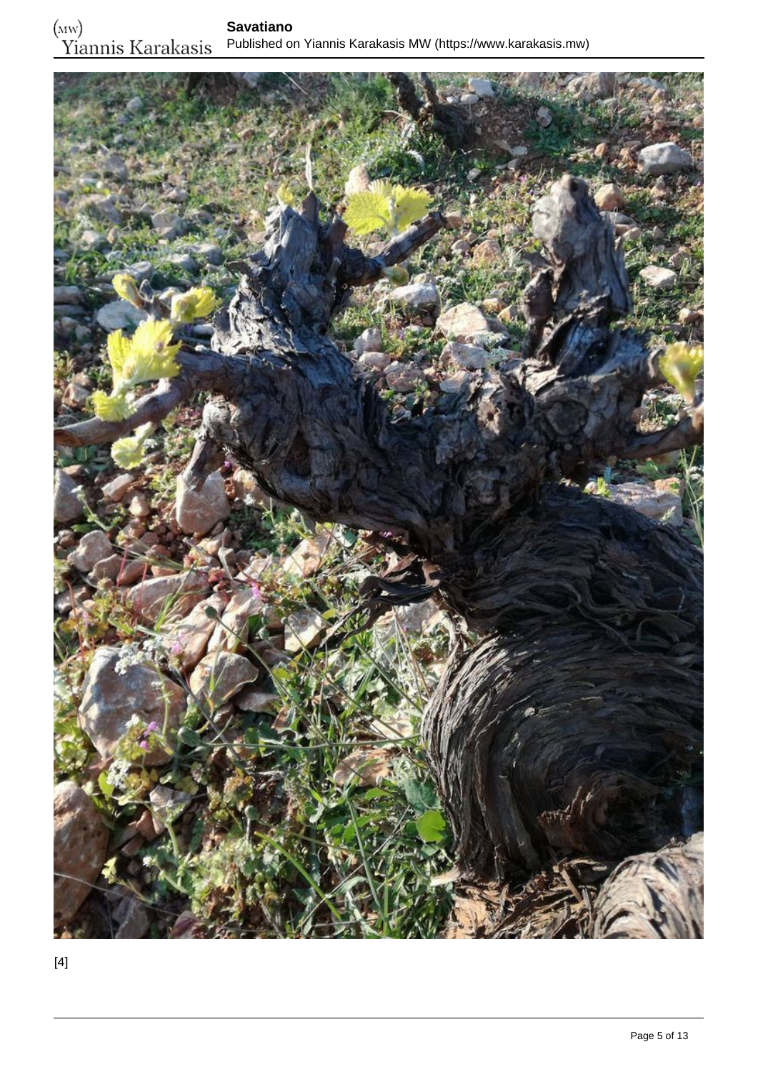[4]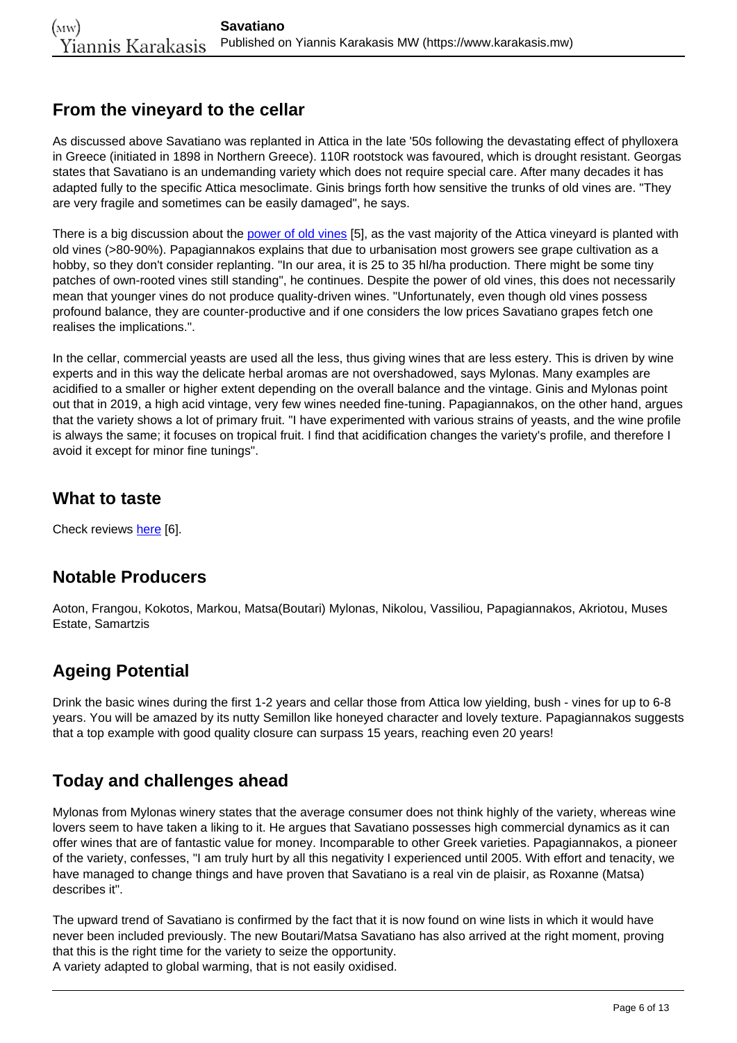## From the vineyard to the cellar

As discussed above Savatiano was replanted in Attica in the late '50s following the devastating effect of phylloxera in Greece (initiated in 1898 in Northern Greece). 110R rootstock was favoured, which is drought resistant. Georgas states that Savatiano is an undemanding variety which does not require special care. After many decades it has adapted fully to the specific Attica mesoclimate. Ginis brings forth how sensitive the trunks of old vines are. "They are very fragile and sometimes can be easily damaged", he says.

There is a big discussion about the power of old vines [5], as the vast majority of the Attica vineyard is planted with old vines (>80-90%). Papagiannakos explains that due to urbanisation most growers see grape cultivation as a hobby, so they don't consider replanting. "In our area, it is 25 to 35 hl/ha production. There might be some tiny patches of own-rooted vines still standing", he continues. Despite the power of old vines, this does not necessarily mean that younger vines do not produce quality-driven wines. "Unfortunately, even though old vines possess profound balance, they are counter-productive and if one considers the low prices Savatiano grapes fetch one realises the implications.".

In the cellar, commercial yeasts are used all the less, thus giving wines that are less estery. This is driven by wine experts and in this way the delicate herbal aromas are not overshadowed, says Mylonas. Many examples are acidified to a smaller or higher extent depending on the overall balance and the vintage. Ginis and Mylonas point out that in 2019, a high acid vintage, very few wines needed fine-tuning. Papagiannakos, on the other hand, argues that the variety shows a lot of primary fruit. "I have experimented with various strains of yeasts, and the wine profile is always the same; it focuses on tropical fruit. I find that acidification changes the variety's profile, and therefore I avoid it except for minor fine tunings".

## What to taste

Check reviews here [6].

## Notable Producers

Aoton, Frangou, Kokotos, Markou, Matsa(Boutari) Mylonas, Nikolou, Vassiliou, Papagiannakos, Akriotou, Muses Estate, Samartzis

## Ageing Potential

Drink the basic wines during the first 1-2 years and cellar those from Attica low yielding, bush - vines for up to 6-8 years. You will be amazed by its nutty Semillon like honeyed character and lovely texture. Papagiannakos suggests that a top example with good quality closure can surpass 15 years, reaching even 20 years!

## Today and challenges ahead

Mylonas from Mylonas winery states that the average consumer does not think highly of the variety, whereas wine lovers seem to have taken a liking to it. He argues that Savatiano possesses high commercial dynamics as it can offer wines that are of fantastic value for money. Incomparable to other Greek varieties. Papagiannakos, a pioneer of the variety, confesses, "I am truly hurt by all this negativity I experienced until 2005. With effort and tenacity, we have managed to change things and have proven that Savatiano is a real vin de plaisir, as Roxanne (Matsa) describes it".

The upward trend of Savatiano is confirmed by the fact that it is now found on wine lists in which it would have never been included previously. The new Boutari/Matsa Savatiano has also arrived at the right moment, proving that this is the right time for the variety to seize the opportunity.
A variety adapted to global warming, that is not easily oxidised.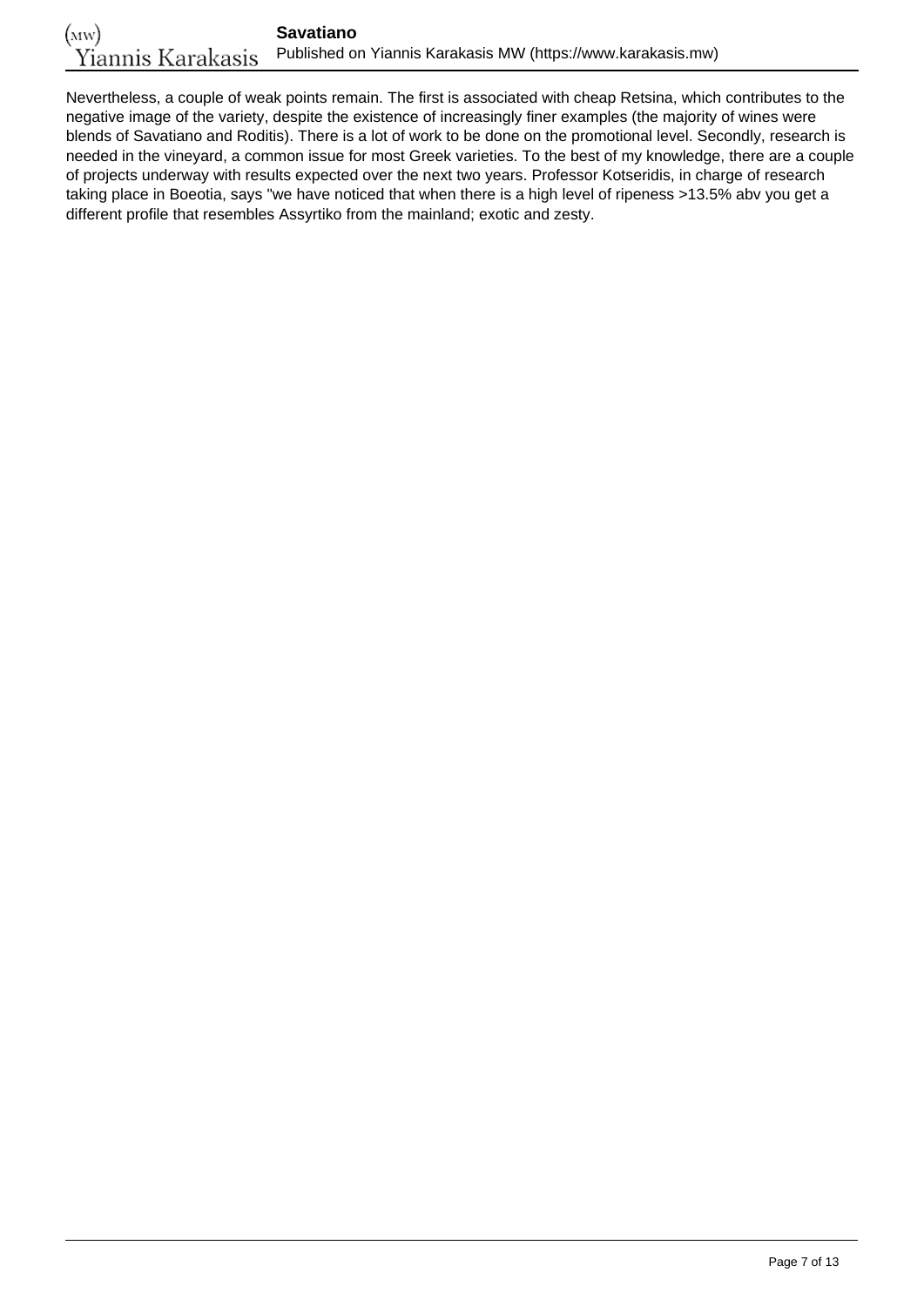Nevertheless, a couple of weak points remain. The first is associated with cheap Retsina, which contributes to the negative image of the variety, despite the existence of increasingly finer examples (the majority of wines were blends of Savatiano and Roditis). There is a lot of work to be done on the promotional level. Secondly, research is needed in the vineyard, a common issue for most Greek varieties. To the best of my knowledge, there are a couple of projects underway with results expected over the next two years. Professor Kotseridis, in charge of research taking place in Boeotia, says "we have noticed that when there is a high level of ripeness >13.5% abv you get a different profile that resembles Assyrtiko from the mainland; exotic and zesty.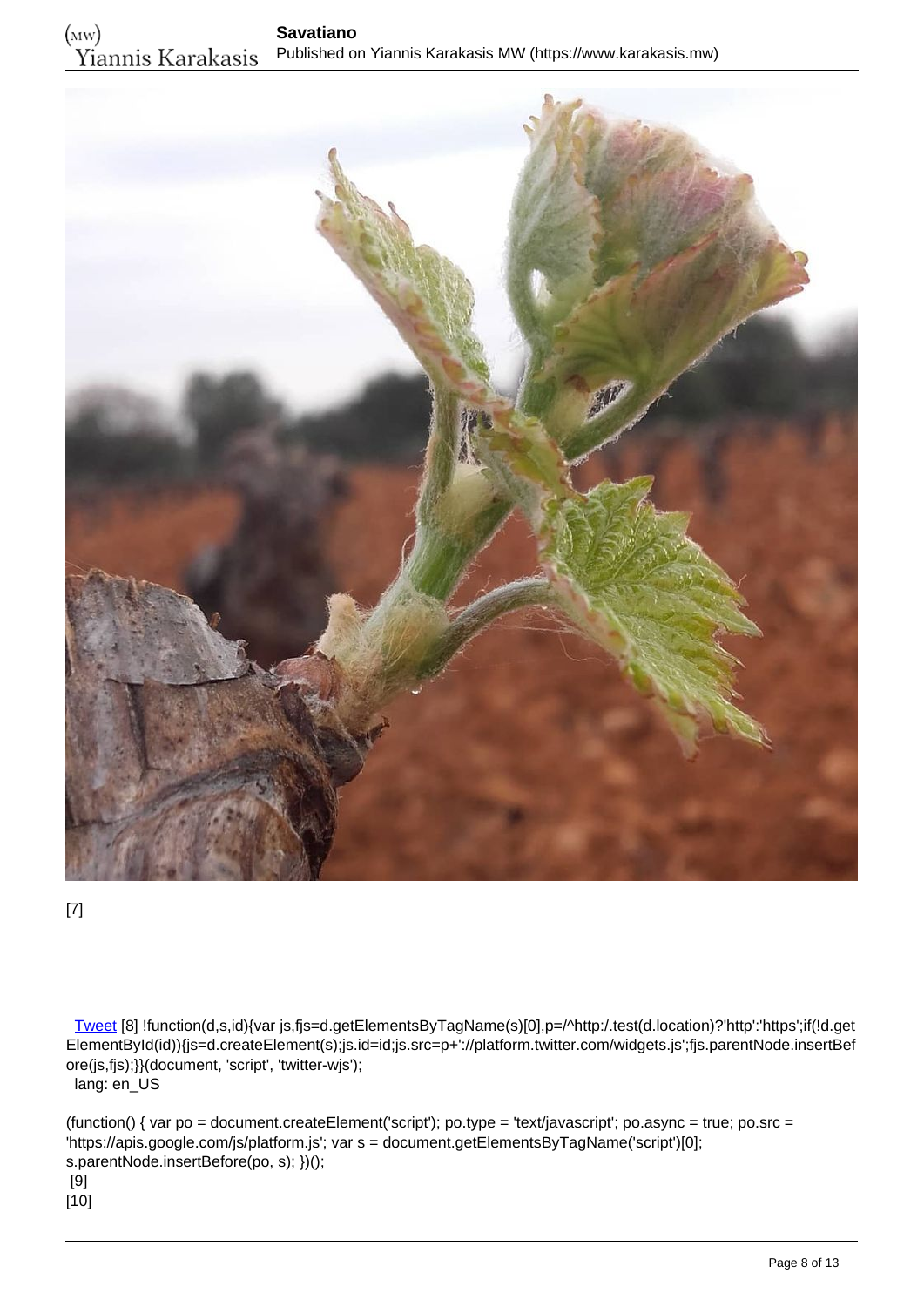[7]

Tweet [8] !function(d,s,id){var js,fjs=d.getElementsByTagName(s)[0],p=/^http:/.test(d.location)?'http':'https';if(!d.getElementById(id)){js=d.createElement(s);js.id=id;js.src=p+'://platform.twitter.com/widgets.js';fjs.parentNode.insertBefore(js,fjs);}}(document, 'script', 'twitter-wjs');
lang: en_US

(function() { var po = document.createElement('script'); po.type = 'text/javascript'; po.async = true; po.src = 'https://apis.google.com/js/platform.js'; var s = document.getElementsByTagName('script')[0]; s.parentNode.insertBefore(po, s); })();
[9]
[10]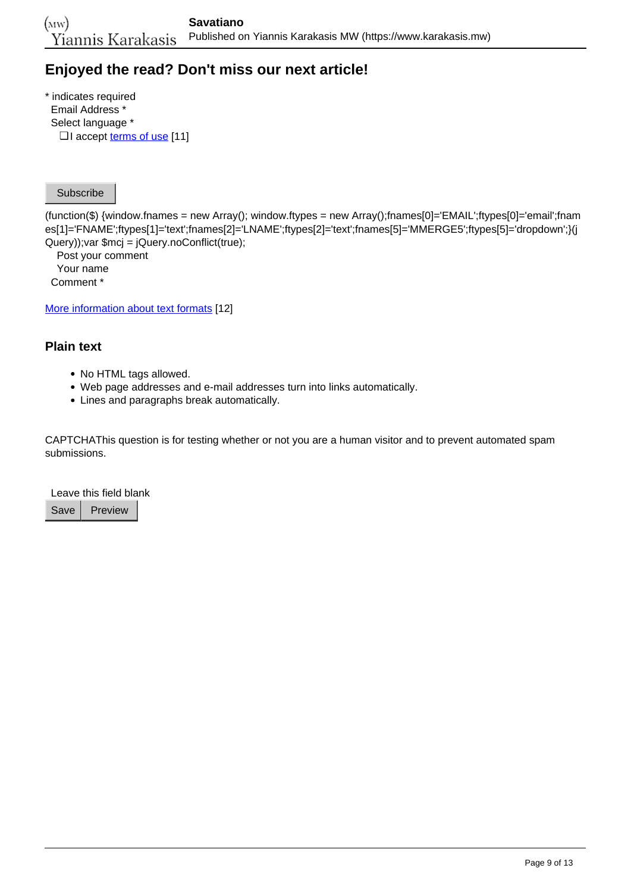## Enjoyed the read? Don't miss our next article!

* indicates required
Email Address *
Select language *
❑I accept terms of use [11]

Subscribe

(function($) {window.fnames = new Array(); window.ftypes = new Array();fnames[0]='EMAIL';ftypes[0]='email';fnames[1]='FNAME';ftypes[1]='text';fnames[2]='LNAME';ftypes[2]='text';fnames[5]='MMERGE5';ftypes[5]='dropdown';}(jQuery));var $mcj = jQuery.noConflict(true);

Post your comment
Your name
Comment *

More information about text formats [12]

### Plain text

- No HTML tags allowed.
- Web page addresses and e-mail addresses turn into links automatically.
- Lines and paragraphs break automatically.

CAPTCHAThis question is for testing whether or not you are a human visitor and to prevent automated spam submissions.

Leave this field blank

Save | Preview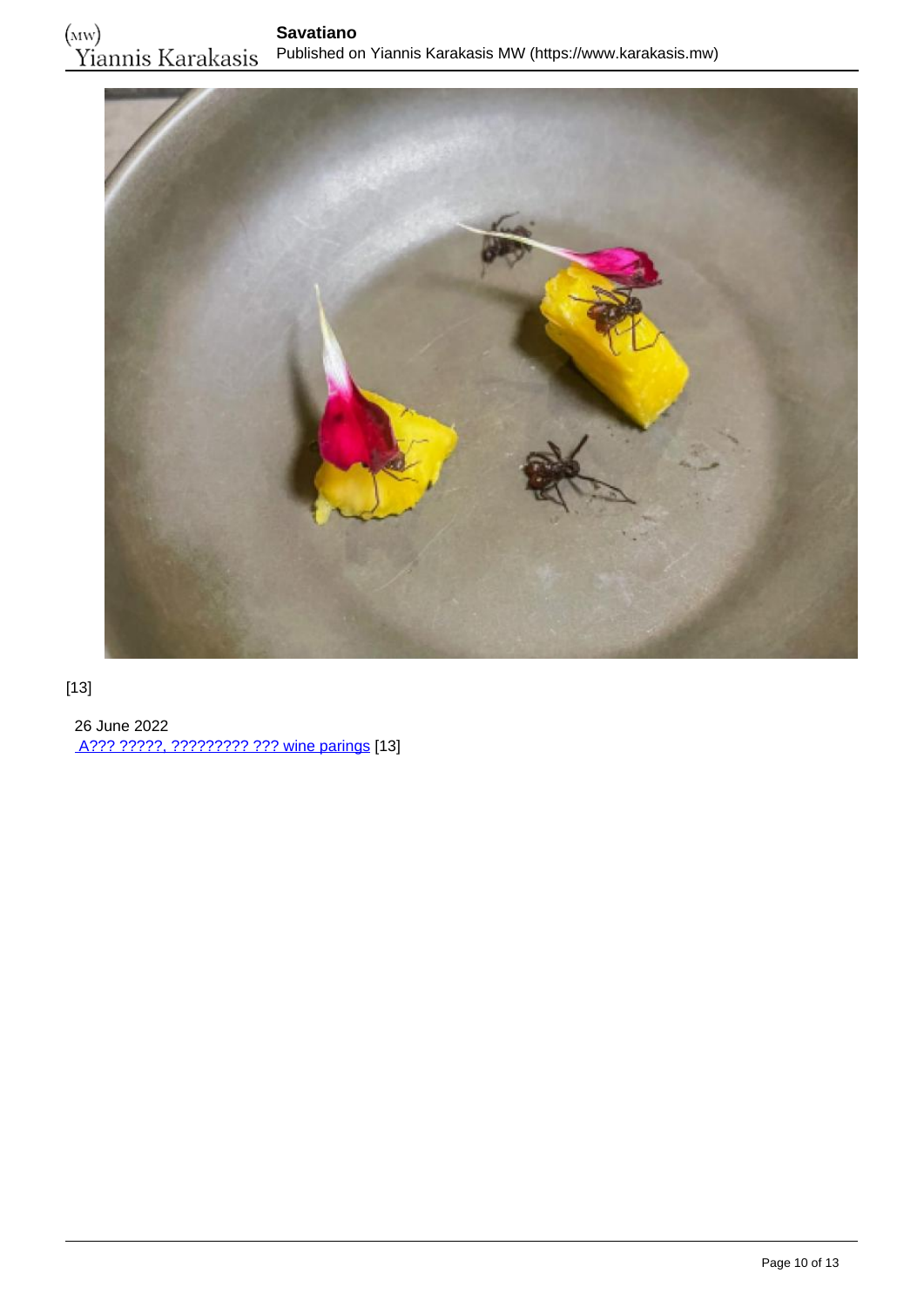[13]

26 June 2022
A??? ?????, ????????? ??? wine parings [13]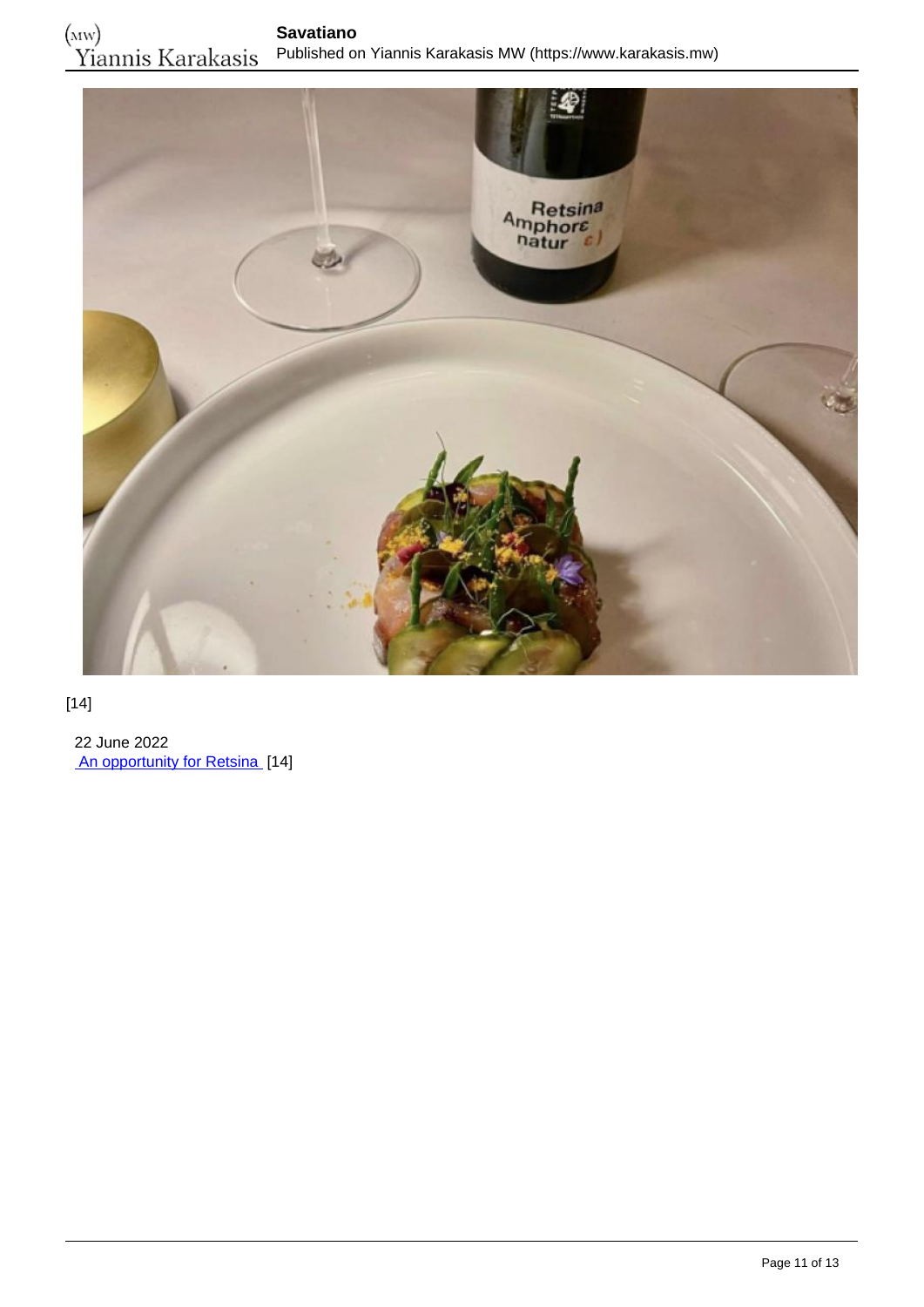[14]

22 June 2022
 An opportunity for Retsina  [14]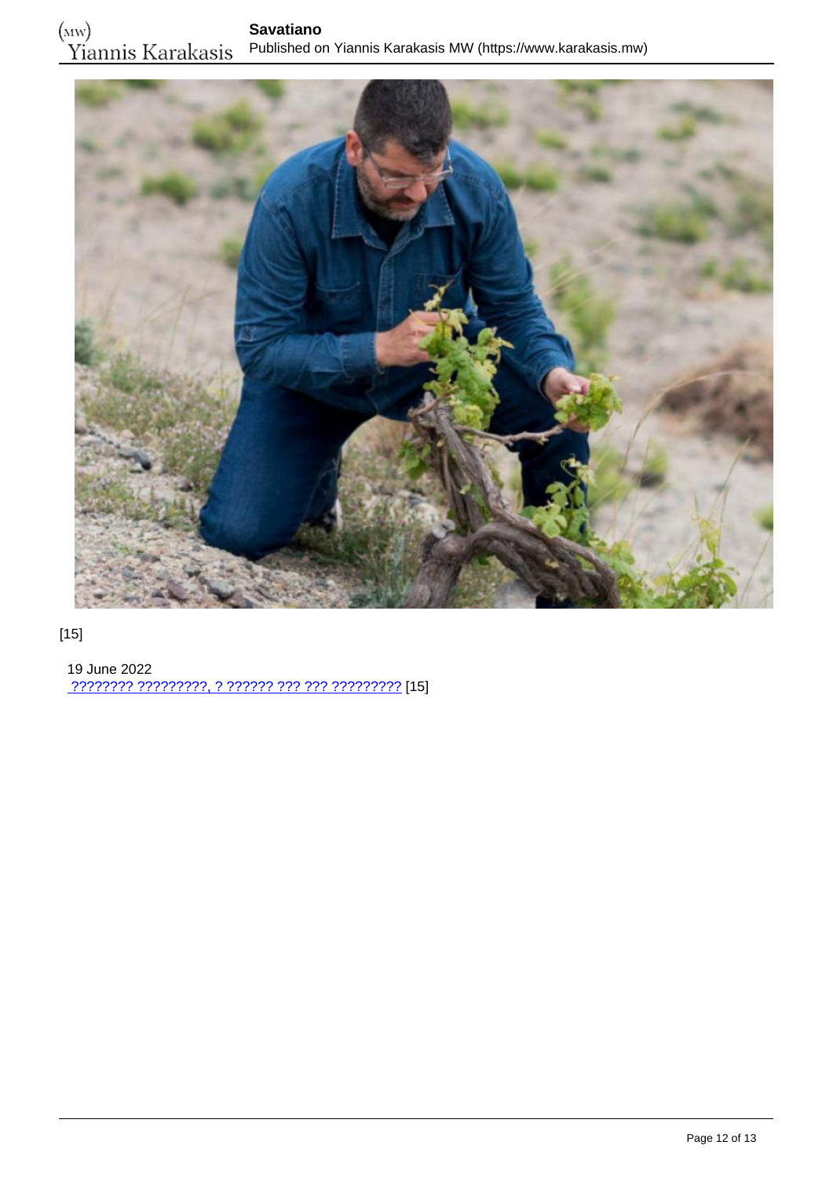[15]

19 June 2022
 ???????? ?????????, ? ?????? ??? ??? ????????? [15]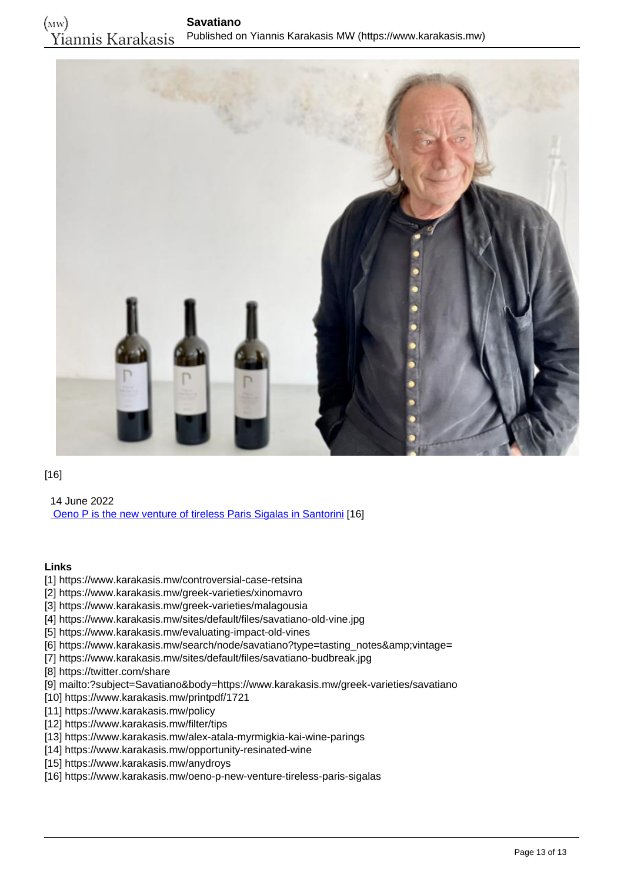[16]

14 June 2022
Oeno P is the new venture of tireless Paris Sigalas in Santorini [16]

**Links**

[1] https://www.karakasis.mw/controversial-case-retsina
[2] https://www.karakasis.mw/greek-varieties/xinomavro
[3] https://www.karakasis.mw/greek-varieties/malagousia
[4] https://www.karakasis.mw/sites/default/files/savatiano-old-vine.jpg
[5] https://www.karakasis.mw/evaluating-impact-old-vines
[6] https://www.karakasis.mw/search/node/savatiano?type=tasting_notes&amp;vintage=
[7] https://www.karakasis.mw/sites/default/files/savatiano-budbreak.jpg
[8] https://twitter.com/share
[9] mailto:?subject=Savatiano&body=https://www.karakasis.mw/greek-varieties/savatiano
[10] https://www.karakasis.mw/printpdf/1721
[11] https://www.karakasis.mw/policy
[12] https://www.karakasis.mw/filter/tips
[13] https://www.karakasis.mw/alex-atala-myrmigkia-kai-wine-parings
[14] https://www.karakasis.mw/opportunity-resinated-wine
[15] https://www.karakasis.mw/anydroys
[16] https://www.karakasis.mw/oeno-p-new-venture-tireless-paris-sigalas